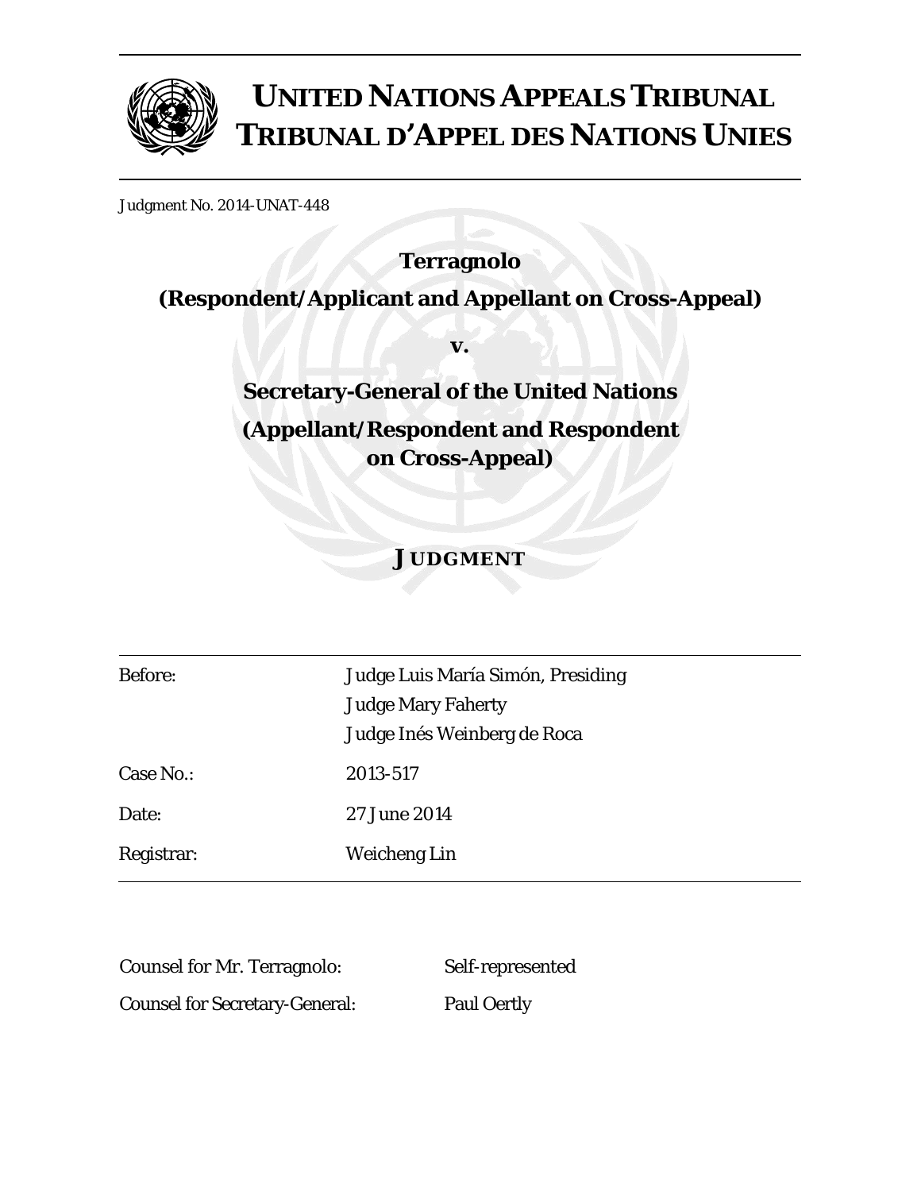# UNITED NATIONS APPEALS TRIBUNAL
# TRIBUNAL D'APPEL DES NATIONS UNIES

Judgment No. 2014-UNAT-448

**Terragnolo**

**(Respondent/Applicant and Appellant on Cross-Appeal)**

**v.**

**Secretary-General of the United Nations**

**(Appellant/Respondent and Respondent on Cross-Appeal)**

## JUDGMENT

| | |
|---|---|
| Before: | Judge Luis María Simón, Presiding<br>Judge Mary Faherty<br>Judge Inés Weinberg de Roca |
| Case No.: | 2013-517 |
| Date: | 27 June 2014 |
| Registrar: | Weicheng Lin |

| | |
|---|---|
| Counsel for Mr. Terragnolo: | Self-represented |
| Counsel for Secretary-General: | Paul Oertly |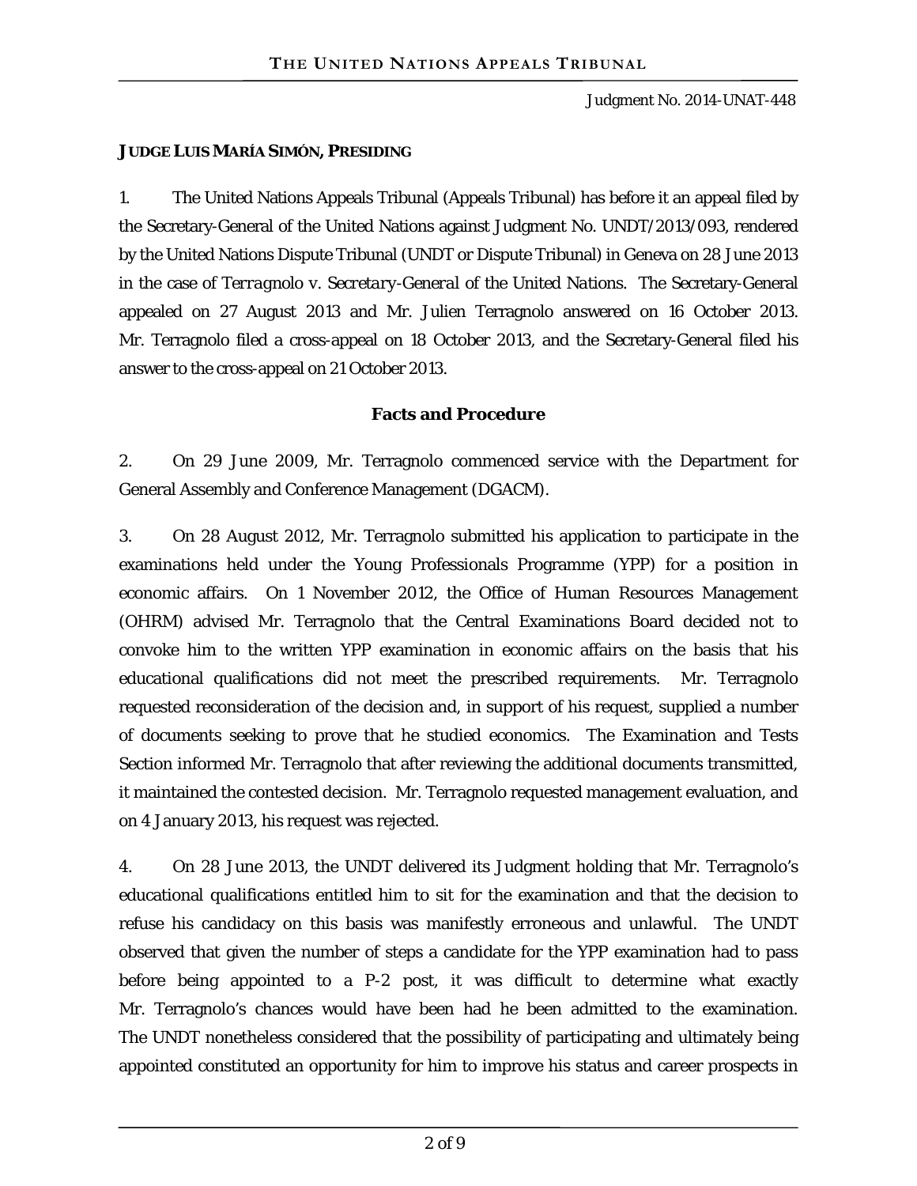Judgment No. 2014-UNAT-448

**JUDGE LUIS MARÍA SIMÓN, PRESIDING**

1. The United Nations Appeals Tribunal (Appeals Tribunal) has before it an appeal filed by the Secretary-General of the United Nations against Judgment No. UNDT/2013/093, rendered by the United Nations Dispute Tribunal (UNDT or Dispute Tribunal) in Geneva on 28 June 2013 in the case of *Terragnolo v. Secretary-General of the United Nations*. The Secretary-General appealed on 27 August 2013 and Mr. Julien Terragnolo answered on 16 October 2013. Mr. Terragnolo filed a cross-appeal on 18 October 2013, and the Secretary-General filed his answer to the cross-appeal on 21 October 2013.

## Facts and Procedure

2. On 29 June 2009, Mr. Terragnolo commenced service with the Department for General Assembly and Conference Management (DGACM).

3. On 28 August 2012, Mr. Terragnolo submitted his application to participate in the examinations held under the Young Professionals Programme (YPP) for a position in economic affairs. On 1 November 2012, the Office of Human Resources Management (OHRM) advised Mr. Terragnolo that the Central Examinations Board decided not to convoke him to the written YPP examination in economic affairs on the basis that his educational qualifications did not meet the prescribed requirements. Mr. Terragnolo requested reconsideration of the decision and, in support of his request, supplied a number of documents seeking to prove that he studied economics. The Examination and Tests Section informed Mr. Terragnolo that after reviewing the additional documents transmitted, it maintained the contested decision. Mr. Terragnolo requested management evaluation, and on 4 January 2013, his request was rejected.

4. On 28 June 2013, the UNDT delivered its Judgment holding that Mr. Terragnolo's educational qualifications entitled him to sit for the examination and that the decision to refuse his candidacy on this basis was manifestly erroneous and unlawful. The UNDT observed that given the number of steps a candidate for the YPP examination had to pass before being appointed to a P-2 post, it was difficult to determine what exactly Mr. Terragnolo's chances would have been had he been admitted to the examination. The UNDT nonetheless considered that the possibility of participating and ultimately being appointed constituted an opportunity for him to improve his status and career prospects in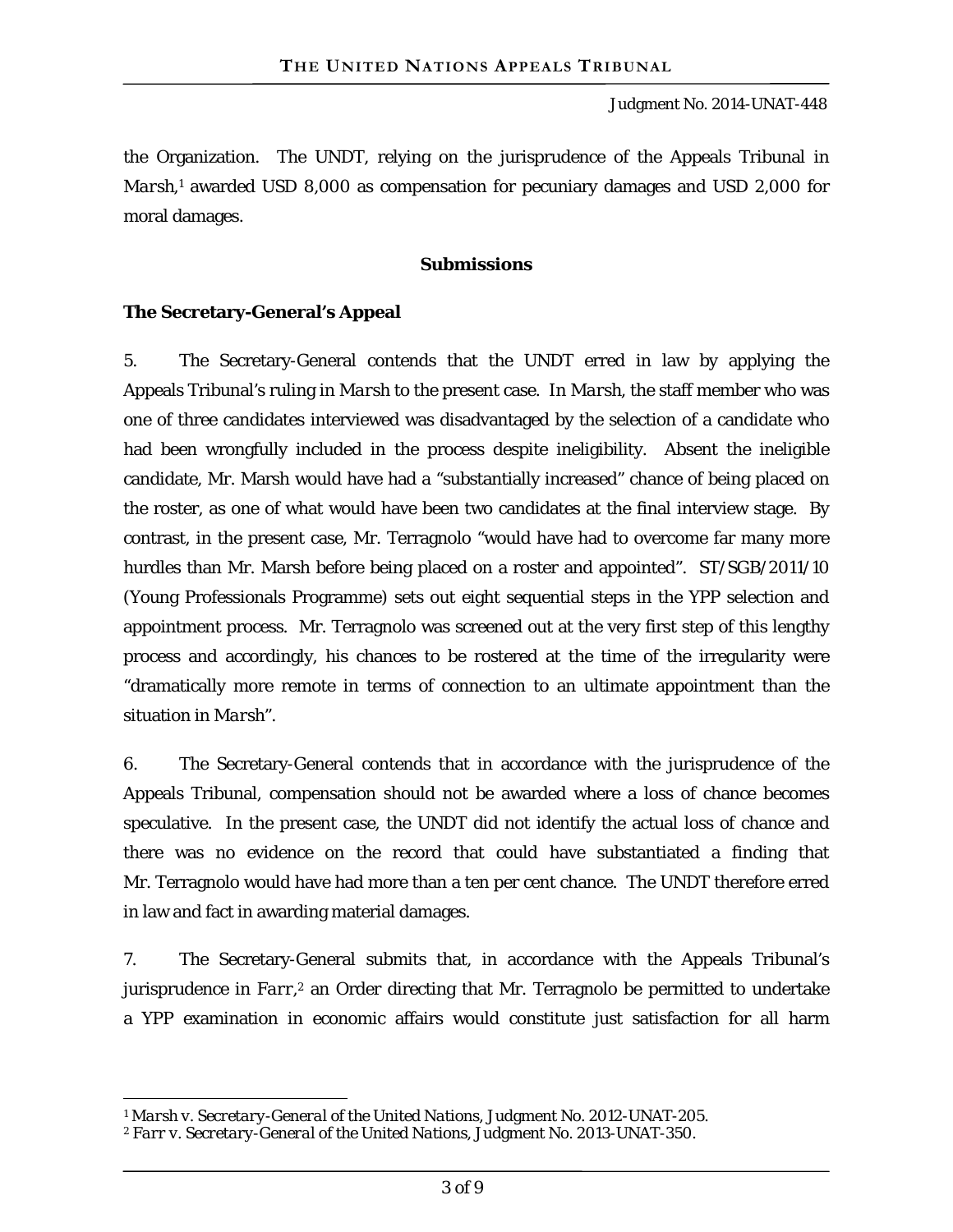the Organization. The UNDT, relying on the jurisprudence of the Appeals Tribunal in *Marsh*,[1] awarded USD 8,000 as compensation for pecuniary damages and USD 2,000 for moral damages.

## Submissions

### The Secretary-General's Appeal

5. The Secretary-General contends that the UNDT erred in law by applying the Appeals Tribunal's ruling in *Marsh* to the present case. In *Marsh*, the staff member who was one of three candidates interviewed was disadvantaged by the selection of a candidate who had been wrongfully included in the process despite ineligibility. Absent the ineligible candidate, Mr. Marsh would have had a "substantially increased" chance of being placed on the roster, as one of what would have been two candidates at the final interview stage. By contrast, in the present case, Mr. Terragnolo "would have had to overcome far many more hurdles than Mr. Marsh before being placed on a roster and appointed". ST/SGB/2011/10 (Young Professionals Programme) sets out eight sequential steps in the YPP selection and appointment process. Mr. Terragnolo was screened out at the very first step of this lengthy process and accordingly, his chances to be rostered at the time of the irregularity were "dramatically more remote in terms of connection to an ultimate appointment than the situation in *Marsh*".

6. The Secretary-General contends that in accordance with the jurisprudence of the Appeals Tribunal, compensation should not be awarded where a loss of chance becomes speculative. In the present case, the UNDT did not identify the actual loss of chance and there was no evidence on the record that could have substantiated a finding that Mr. Terragnolo would have had more than a ten per cent chance. The UNDT therefore erred in law and fact in awarding material damages.

7. The Secretary-General submits that, in accordance with the Appeals Tribunal's jurisprudence in *Farr*,[2] an Order directing that Mr. Terragnolo be permitted to undertake a YPP examination in economic affairs would constitute just satisfaction for all harm

---

[1] *Marsh v. Secretary-General of the United Nations*, Judgment No. 2012-UNAT-205.

[2] *Farr v. Secretary-General of the United Nations*, Judgment No. 2013-UNAT-350.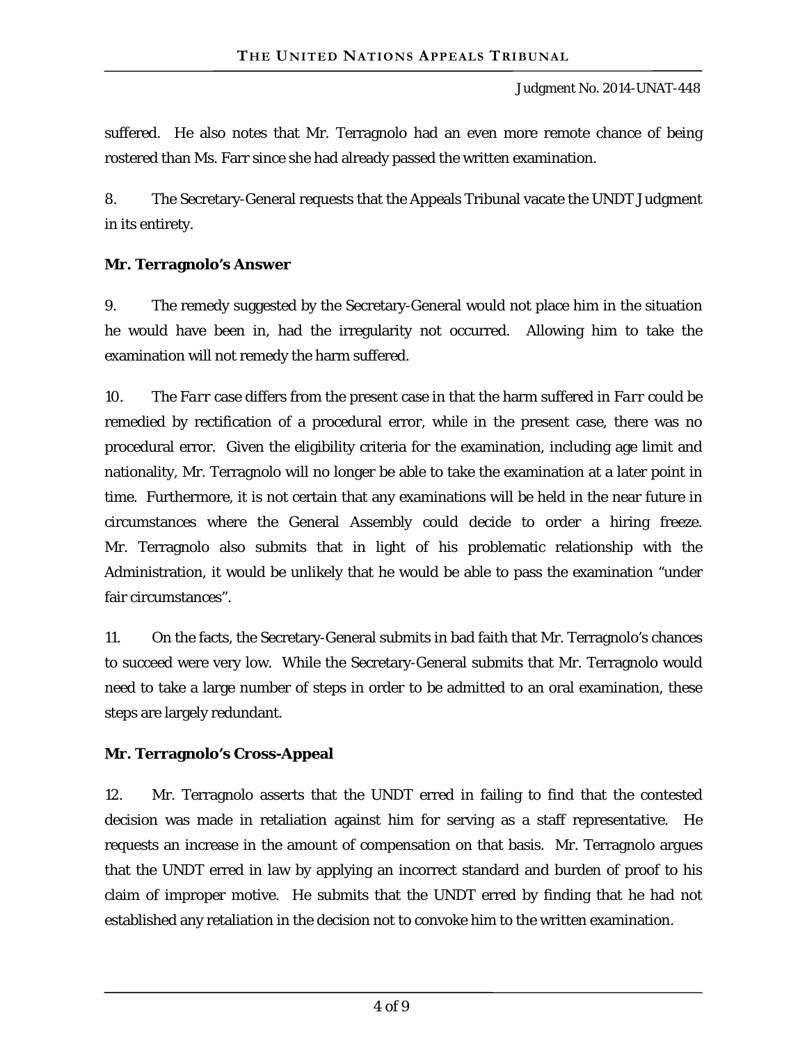suffered. He also notes that Mr. Terragnolo had an even more remote chance of being rostered than Ms. Farr since she had already passed the written examination.

8. The Secretary-General requests that the Appeals Tribunal vacate the UNDT Judgment in its entirety.

**Mr. Terragnolo's Answer**

9. The remedy suggested by the Secretary-General would not place him in the situation he would have been in, had the irregularity not occurred. Allowing him to take the examination will not remedy the harm suffered.

10. The *Farr* case differs from the present case in that the harm suffered in *Farr* could be remedied by rectification of a procedural error, while in the present case, there was no procedural error. Given the eligibility criteria for the examination, including age limit and nationality, Mr. Terragnolo will no longer be able to take the examination at a later point in time. Furthermore, it is not certain that any examinations will be held in the near future in circumstances where the General Assembly could decide to order a hiring freeze. Mr. Terragnolo also submits that in light of his problematic relationship with the Administration, it would be unlikely that he would be able to pass the examination "under fair circumstances".

11. On the facts, the Secretary-General submits in bad faith that Mr. Terragnolo's chances to succeed were very low. While the Secretary-General submits that Mr. Terragnolo would need to take a large number of steps in order to be admitted to an oral examination, these steps are largely redundant.

**Mr. Terragnolo's Cross-Appeal**

12. Mr. Terragnolo asserts that the UNDT erred in failing to find that the contested decision was made in retaliation against him for serving as a staff representative. He requests an increase in the amount of compensation on that basis. Mr. Terragnolo argues that the UNDT erred in law by applying an incorrect standard and burden of proof to his claim of improper motive. He submits that the UNDT erred by finding that he had not established any retaliation in the decision not to convoke him to the written examination.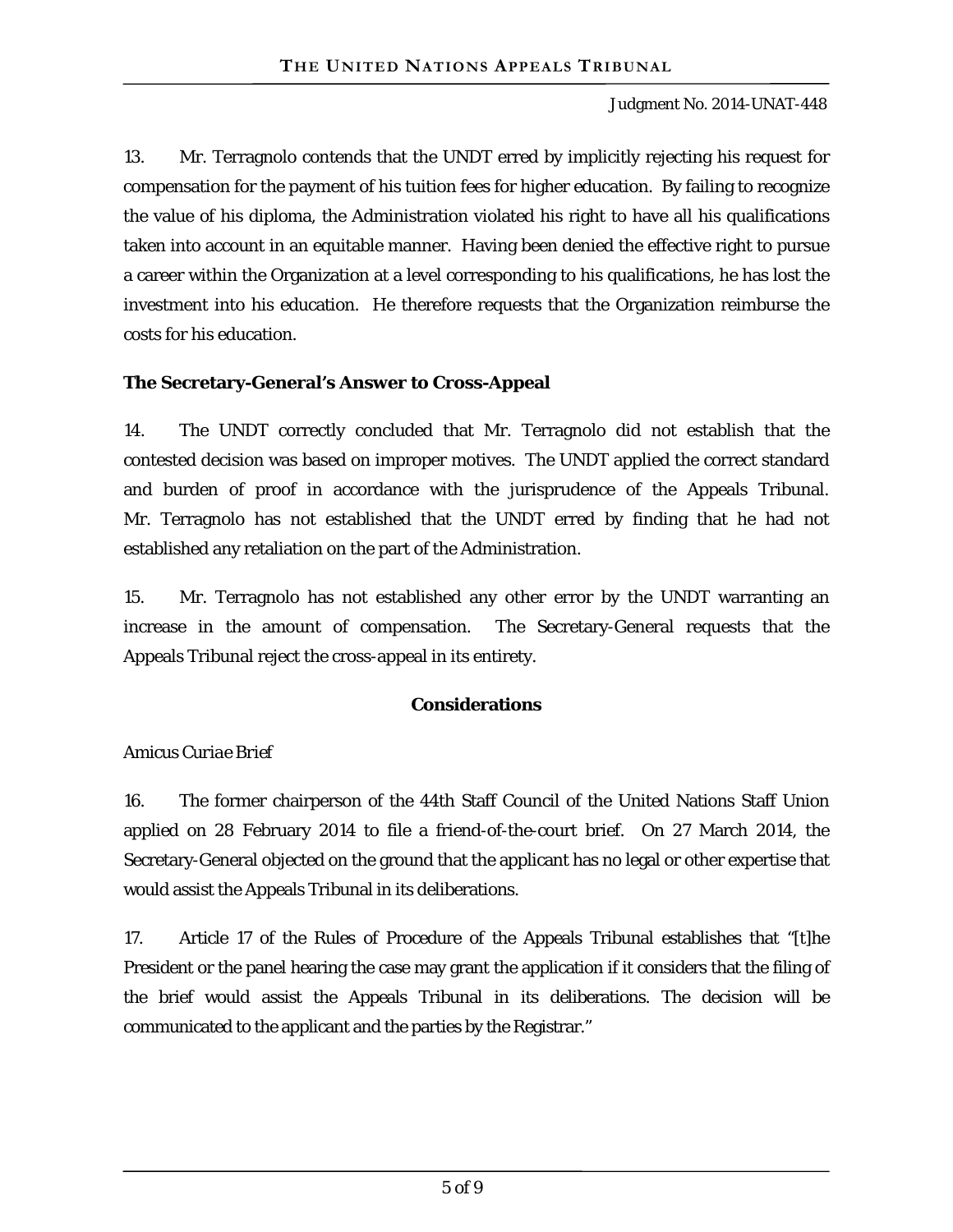13. Mr. Terragnolo contends that the UNDT erred by implicitly rejecting his request for compensation for the payment of his tuition fees for higher education. By failing to recognize the value of his diploma, the Administration violated his right to have all his qualifications taken into account in an equitable manner. Having been denied the effective right to pursue a career within the Organization at a level corresponding to his qualifications, he has lost the investment into his education. He therefore requests that the Organization reimburse the costs for his education.

**The Secretary-General's Answer to Cross-Appeal**

14. The UNDT correctly concluded that Mr. Terragnolo did not establish that the contested decision was based on improper motives. The UNDT applied the correct standard and burden of proof in accordance with the jurisprudence of the Appeals Tribunal. Mr. Terragnolo has not established that the UNDT erred by finding that he had not established any retaliation on the part of the Administration.

15. Mr. Terragnolo has not established any other error by the UNDT warranting an increase in the amount of compensation. The Secretary-General requests that the Appeals Tribunal reject the cross-appeal in its entirety.

**Considerations**

*Amicus Curiae Brief*

16. The former chairperson of the 44th Staff Council of the United Nations Staff Union applied on 28 February 2014 to file a friend-of-the-court brief. On 27 March 2014, the Secretary-General objected on the ground that the applicant has no legal or other expertise that would assist the Appeals Tribunal in its deliberations.

17. Article 17 of the Rules of Procedure of the Appeals Tribunal establishes that "[t]he President or the panel hearing the case may grant the application if it considers that the filing of the brief would assist the Appeals Tribunal in its deliberations. The decision will be communicated to the applicant and the parties by the Registrar."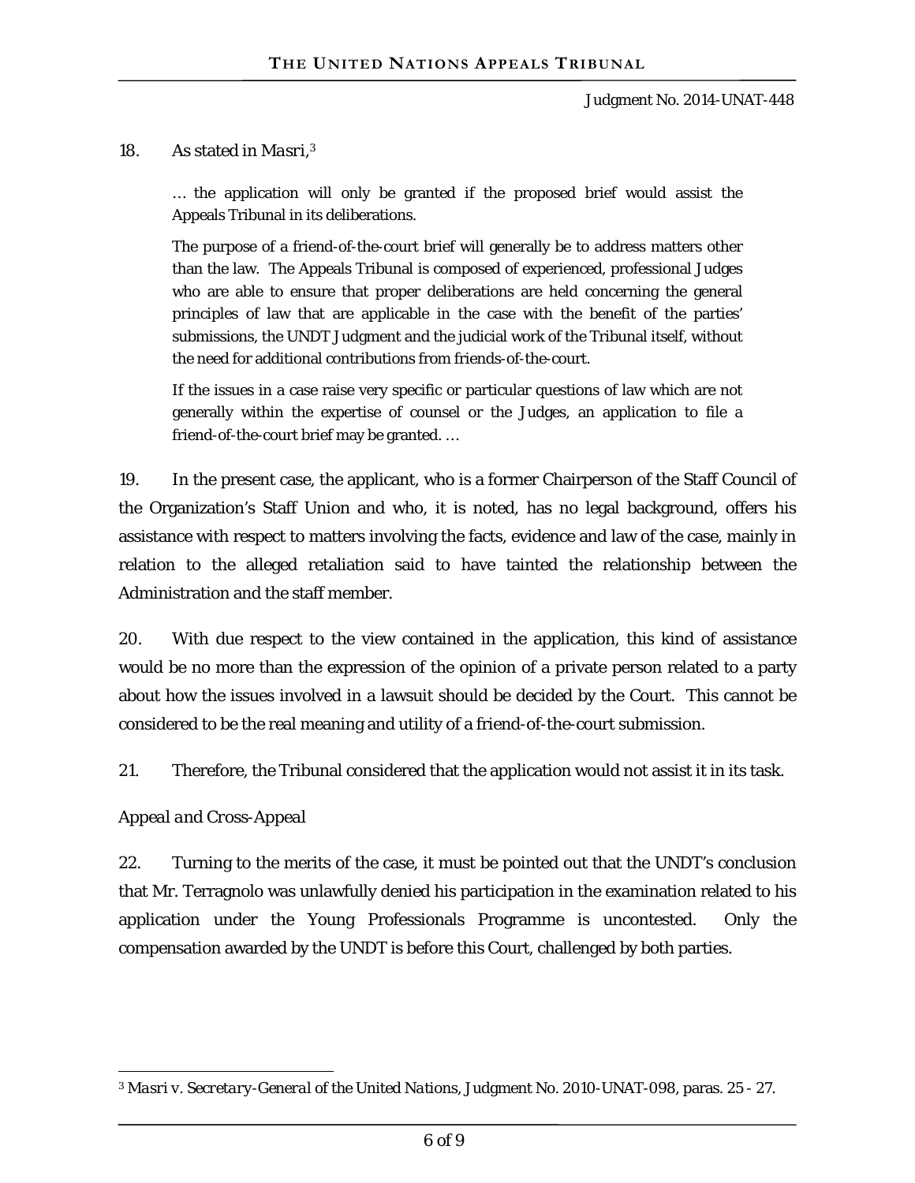18. As stated in *Masri*,[3]

> … the application will only be granted if the proposed brief would assist the Appeals Tribunal in its deliberations.
>
> The purpose of a friend-of-the-court brief will generally be to address matters other than the law. The Appeals Tribunal is composed of experienced, professional Judges who are able to ensure that proper deliberations are held concerning the general principles of law that are applicable in the case with the benefit of the parties' submissions, the UNDT Judgment and the judicial work of the Tribunal itself, without the need for additional contributions from friends-of-the-court.
>
> If the issues in a case raise very specific or particular questions of law which are not generally within the expertise of counsel or the Judges, an application to file a friend-of-the-court brief may be granted. …

19. In the present case, the applicant, who is a former Chairperson of the Staff Council of the Organization's Staff Union and who, it is noted, has no legal background, offers his assistance with respect to matters involving the facts, evidence and law of the case, mainly in relation to the alleged retaliation said to have tainted the relationship between the Administration and the staff member.

20. With due respect to the view contained in the application, this kind of assistance would be no more than the expression of the opinion of a private person related to a party about how the issues involved in a lawsuit should be decided by the Court. This cannot be considered to be the real meaning and utility of a friend-of-the-court submission.

21. Therefore, the Tribunal considered that the application would not assist it in its task.

*Appeal and Cross-Appeal*

22. Turning to the merits of the case, it must be pointed out that the UNDT's conclusion that Mr. Terragnolo was unlawfully denied his participation in the examination related to his application under the Young Professionals Programme is uncontested. Only the compensation awarded by the UNDT is before this Court, challenged by both parties.

---

[3] *Masri v. Secretary-General of the United Nations*, Judgment No. 2010-UNAT-098, paras. 25 - 27.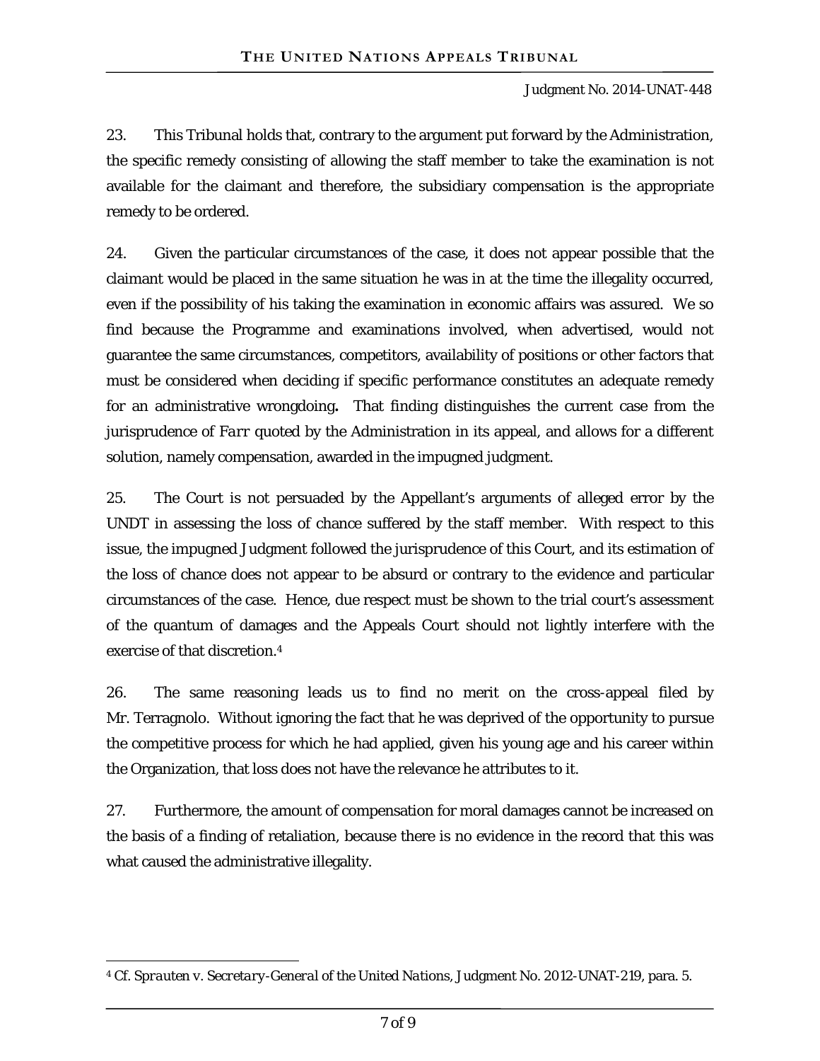23. This Tribunal holds that, contrary to the argument put forward by the Administration, the specific remedy consisting of allowing the staff member to take the examination is not available for the claimant and therefore, the subsidiary compensation is the appropriate remedy to be ordered.

24. Given the particular circumstances of the case, it does not appear possible that the claimant would be placed in the same situation he was in at the time the illegality occurred, even if the possibility of his taking the examination in economic affairs was assured. We so find because the Programme and examinations involved, when advertised, would not guarantee the same circumstances, competitors, availability of positions or other factors that must be considered when deciding if specific performance constitutes an adequate remedy for an administrative wrongdoing**.** That finding distinguishes the current case from the jurisprudence of *Farr* quoted by the Administration in its appeal, and allows for a different solution, namely compensation, awarded in the impugned judgment.

25. The Court is not persuaded by the Appellant's arguments of alleged error by the UNDT in assessing the loss of chance suffered by the staff member. With respect to this issue, the impugned Judgment followed the jurisprudence of this Court, and its estimation of the loss of chance does not appear to be absurd or contrary to the evidence and particular circumstances of the case. Hence, due respect must be shown to the trial court's assessment of the quantum of damages and the Appeals Court should not lightly interfere with the exercise of that discretion.[4]

26. The same reasoning leads us to find no merit on the cross-appeal filed by Mr. Terragnolo. Without ignoring the fact that he was deprived of the opportunity to pursue the competitive process for which he had applied, given his young age and his career within the Organization, that loss does not have the relevance he attributes to it.

27. Furthermore, the amount of compensation for moral damages cannot be increased on the basis of a finding of retaliation, because there is no evidence in the record that this was what caused the administrative illegality.

---

[4] *Cf. Sprauten v. Secretary-General of the United Nations*, Judgment No. 2012-UNAT-219, para. 5.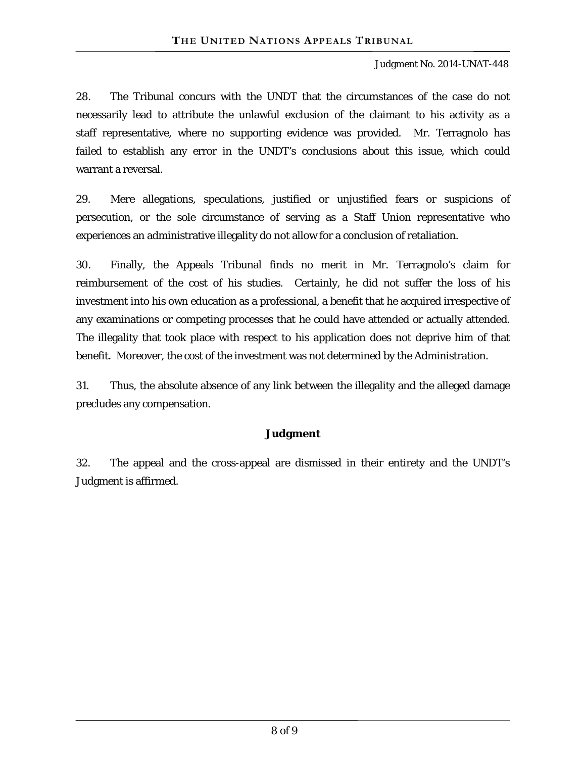28. The Tribunal concurs with the UNDT that the circumstances of the case do not necessarily lead to attribute the unlawful exclusion of the claimant to his activity as a staff representative, where no supporting evidence was provided. Mr. Terragnolo has failed to establish any error in the UNDT's conclusions about this issue, which could warrant a reversal.

29. Mere allegations, speculations, justified or unjustified fears or suspicions of persecution, or the sole circumstance of serving as a Staff Union representative who experiences an administrative illegality do not allow for a conclusion of retaliation.

30. Finally, the Appeals Tribunal finds no merit in Mr. Terragnolo's claim for reimbursement of the cost of his studies. Certainly, he did not suffer the loss of his investment into his own education as a professional, a benefit that he acquired irrespective of any examinations or competing processes that he could have attended or actually attended. The illegality that took place with respect to his application does not deprive him of that benefit. Moreover, the cost of the investment was not determined by the Administration.

31. Thus, the absolute absence of any link between the illegality and the alleged damage precludes any compensation.

## Judgment

32. The appeal and the cross-appeal are dismissed in their entirety and the UNDT's Judgment is affirmed.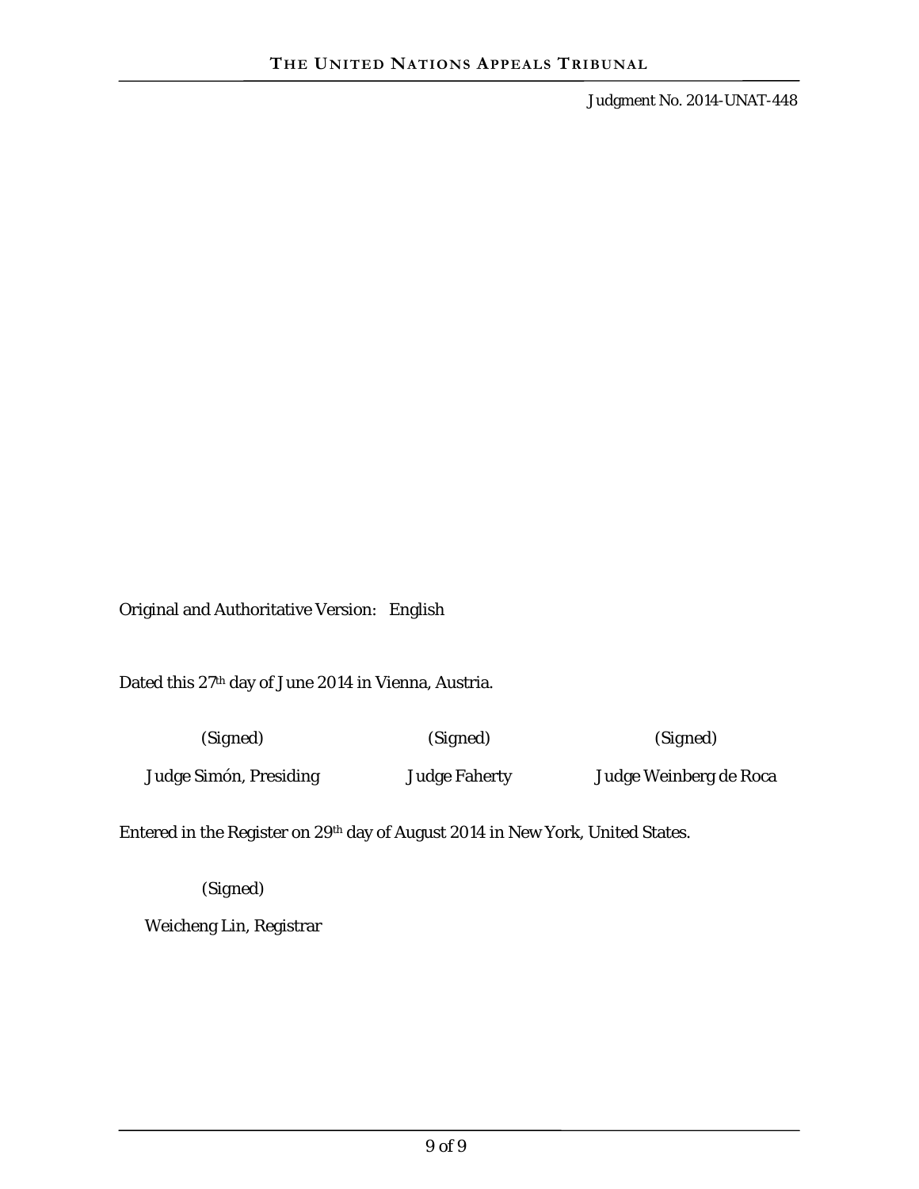Original and Authoritative Version: English

Dated this 27th day of June 2014 in Vienna, Austria.

| | | |
|---|---|---|
| (Signed) | (Signed) | (Signed) |
| Judge Simón, Presiding | Judge Faherty | Judge Weinberg de Roca |

Entered in the Register on 29th day of August 2014 in New York, United States.

(Signed)

Weicheng Lin, Registrar